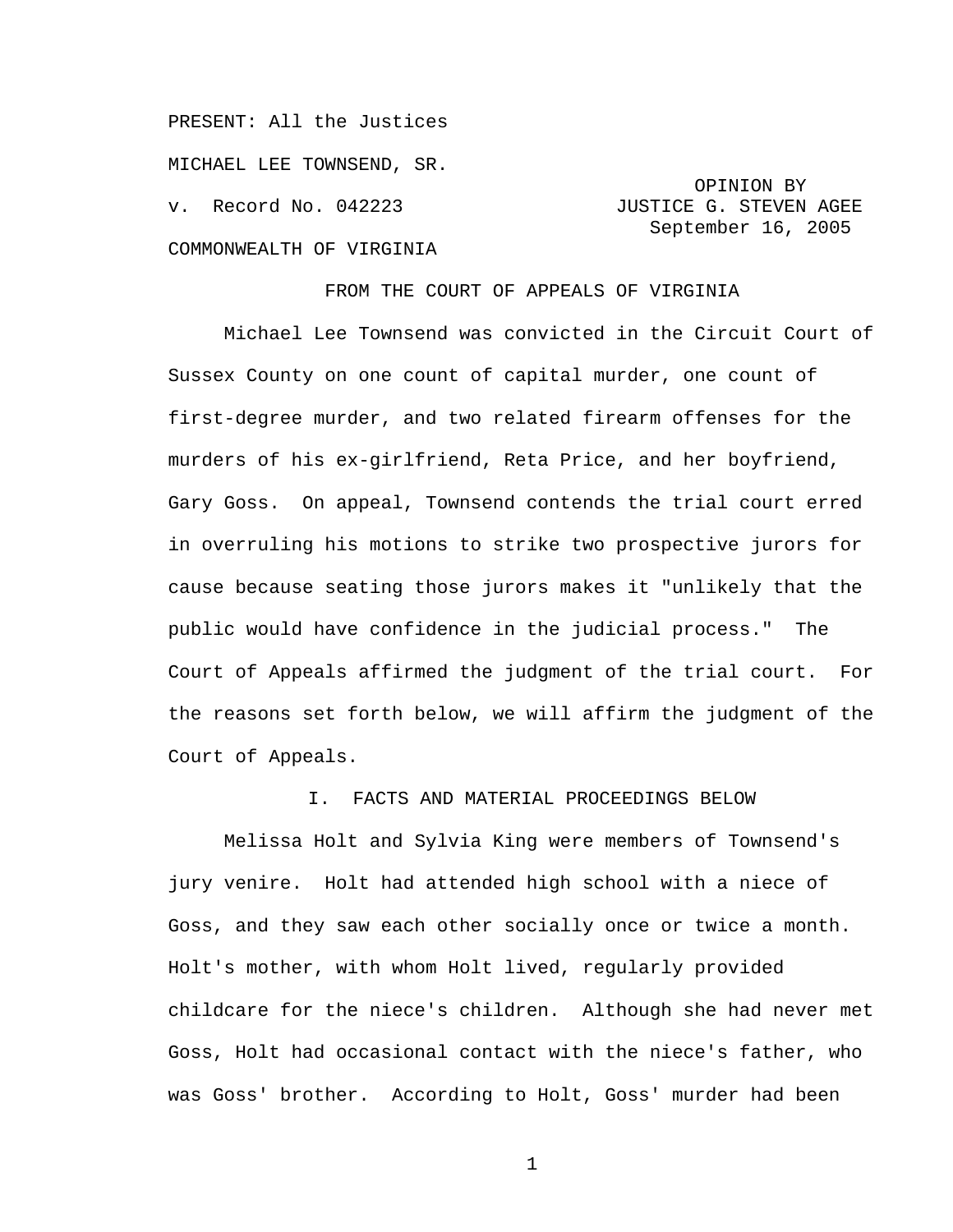PRESENT: All the Justices

MICHAEL LEE TOWNSEND, SR.

v. Record No. 042223

OPINION BY JUSTICE G. STEVEN AGEE
September 16, 2005

COMMONWEALTH OF VIRGINIA

FROM THE COURT OF APPEALS OF VIRGINIA

Michael Lee Townsend was convicted in the Circuit Court of Sussex County on one count of capital murder, one count of first-degree murder, and two related firearm offenses for the murders of his ex-girlfriend, Reta Price, and her boyfriend, Gary Goss. On appeal, Townsend contends the trial court erred in overruling his motions to strike two prospective jurors for cause because seating those jurors makes it "unlikely that the public would have confidence in the judicial process." The Court of Appeals affirmed the judgment of the trial court. For the reasons set forth below, we will affirm the judgment of the Court of Appeals.

## I. FACTS AND MATERIAL PROCEEDINGS BELOW

Melissa Holt and Sylvia King were members of Townsend's jury venire. Holt had attended high school with a niece of Goss, and they saw each other socially once or twice a month. Holt's mother, with whom Holt lived, regularly provided childcare for the niece's children. Although she had never met Goss, Holt had occasional contact with the niece's father, who was Goss' brother. According to Holt, Goss' murder had been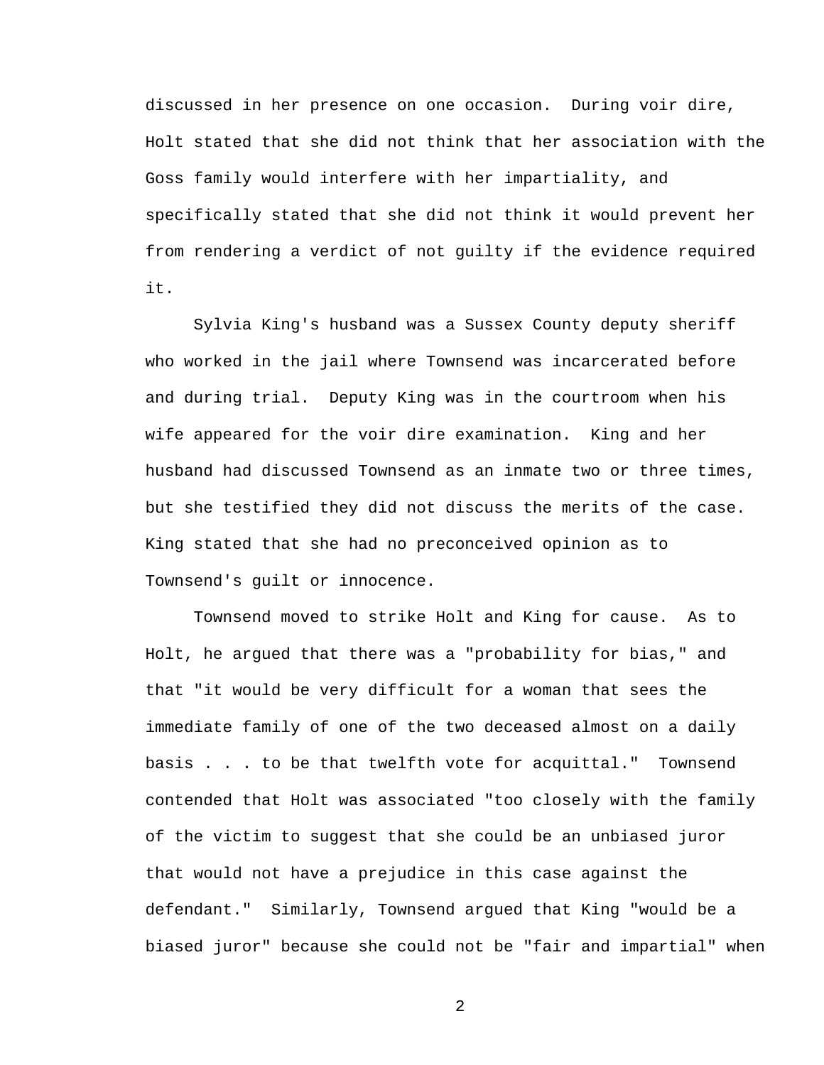discussed in her presence on one occasion. During voir dire, Holt stated that she did not think that her association with the Goss family would interfere with her impartiality, and specifically stated that she did not think it would prevent her from rendering a verdict of not guilty if the evidence required it.

Sylvia King's husband was a Sussex County deputy sheriff who worked in the jail where Townsend was incarcerated before and during trial. Deputy King was in the courtroom when his wife appeared for the voir dire examination. King and her husband had discussed Townsend as an inmate two or three times, but she testified they did not discuss the merits of the case. King stated that she had no preconceived opinion as to Townsend's guilt or innocence.

Townsend moved to strike Holt and King for cause. As to Holt, he argued that there was a "probability for bias," and that "it would be very difficult for a woman that sees the immediate family of one of the two deceased almost on a daily basis . . . to be that twelfth vote for acquittal." Townsend contended that Holt was associated "too closely with the family of the victim to suggest that she could be an unbiased juror that would not have a prejudice in this case against the defendant." Similarly, Townsend argued that King "would be a biased juror" because she could not be "fair and impartial" when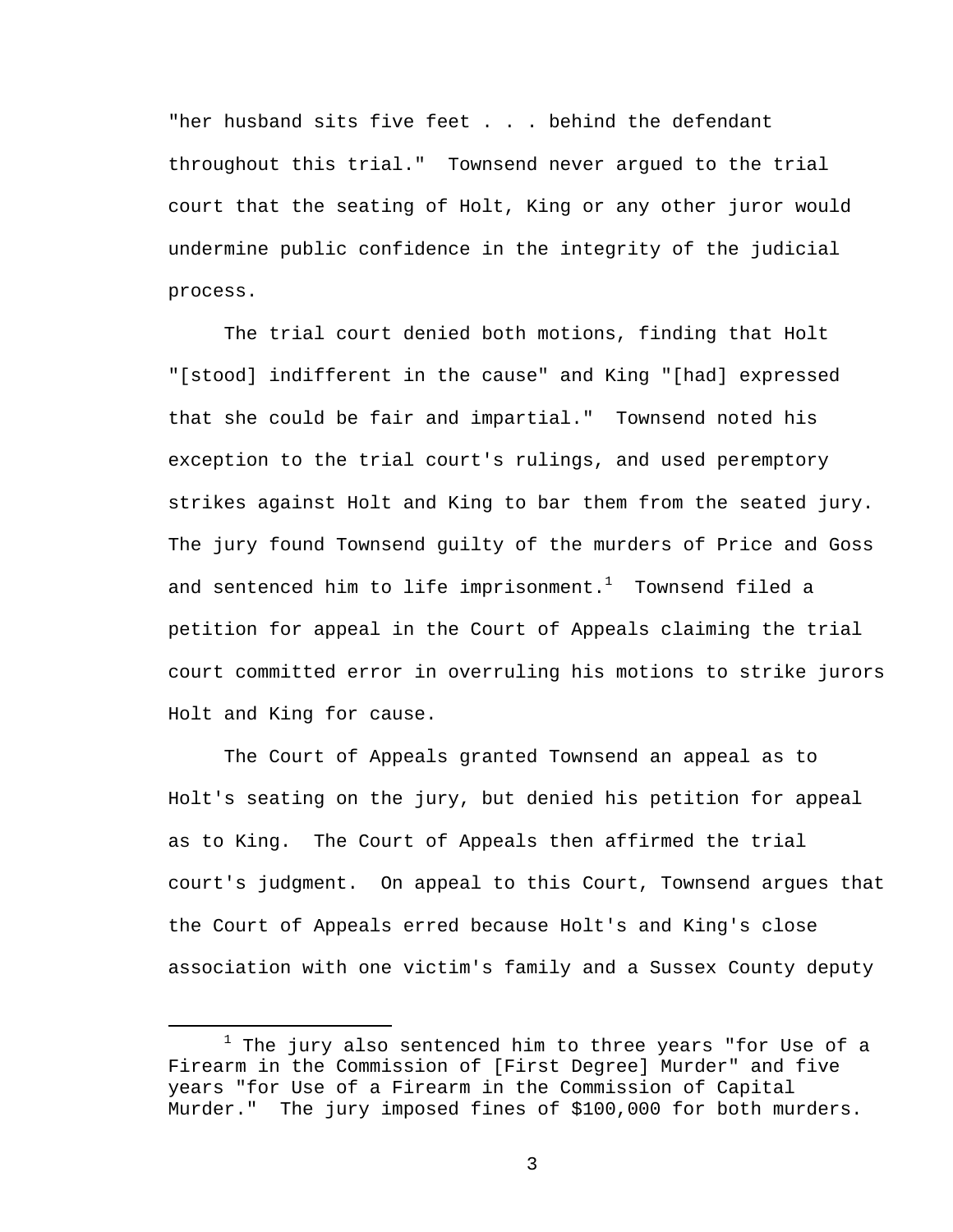"her husband sits five feet . . . behind the defendant throughout this trial." Townsend never argued to the trial court that the seating of Holt, King or any other juror would undermine public confidence in the integrity of the judicial process.

The trial court denied both motions, finding that Holt "[stood] indifferent in the cause" and King "[had] expressed that she could be fair and impartial." Townsend noted his exception to the trial court's rulings, and used peremptory strikes against Holt and King to bar them from the seated jury. The jury found Townsend guilty of the murders of Price and Goss and sentenced him to life imprisonment.[1] Townsend filed a petition for appeal in the Court of Appeals claiming the trial court committed error in overruling his motions to strike jurors Holt and King for cause.

The Court of Appeals granted Townsend an appeal as to Holt's seating on the jury, but denied his petition for appeal as to King. The Court of Appeals then affirmed the trial court's judgment. On appeal to this Court, Townsend argues that the Court of Appeals erred because Holt's and King's close association with one victim's family and a Sussex County deputy

[1] The jury also sentenced him to three years "for Use of a Firearm in the Commission of [First Degree] Murder" and five years "for Use of a Firearm in the Commission of Capital Murder." The jury imposed fines of $100,000 for both murders.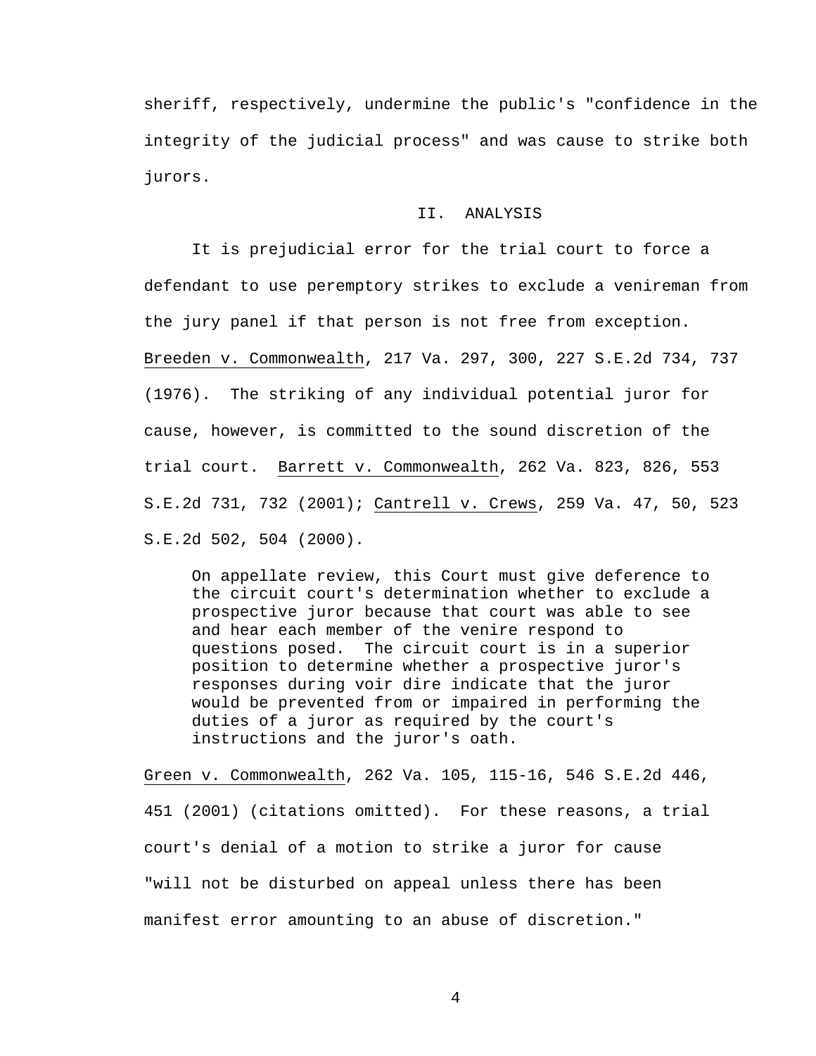sheriff, respectively, undermine the public's "confidence in the integrity of the judicial process" and was cause to strike both jurors.

## II. ANALYSIS

It is prejudicial error for the trial court to force a defendant to use peremptory strikes to exclude a venireman from the jury panel if that person is not free from exception. Breeden v. Commonwealth, 217 Va. 297, 300, 227 S.E.2d 734, 737 (1976). The striking of any individual potential juror for cause, however, is committed to the sound discretion of the trial court. Barrett v. Commonwealth, 262 Va. 823, 826, 553 S.E.2d 731, 732 (2001); Cantrell v. Crews, 259 Va. 47, 50, 523 S.E.2d 502, 504 (2000).

> On appellate review, this Court must give deference to the circuit court's determination whether to exclude a prospective juror because that court was able to see and hear each member of the venire respond to questions posed. The circuit court is in a superior position to determine whether a prospective juror's responses during voir dire indicate that the juror would be prevented from or impaired in performing the duties of a juror as required by the court's instructions and the juror's oath.

Green v. Commonwealth, 262 Va. 105, 115-16, 546 S.E.2d 446, 451 (2001) (citations omitted). For these reasons, a trial court's denial of a motion to strike a juror for cause "will not be disturbed on appeal unless there has been manifest error amounting to an abuse of discretion."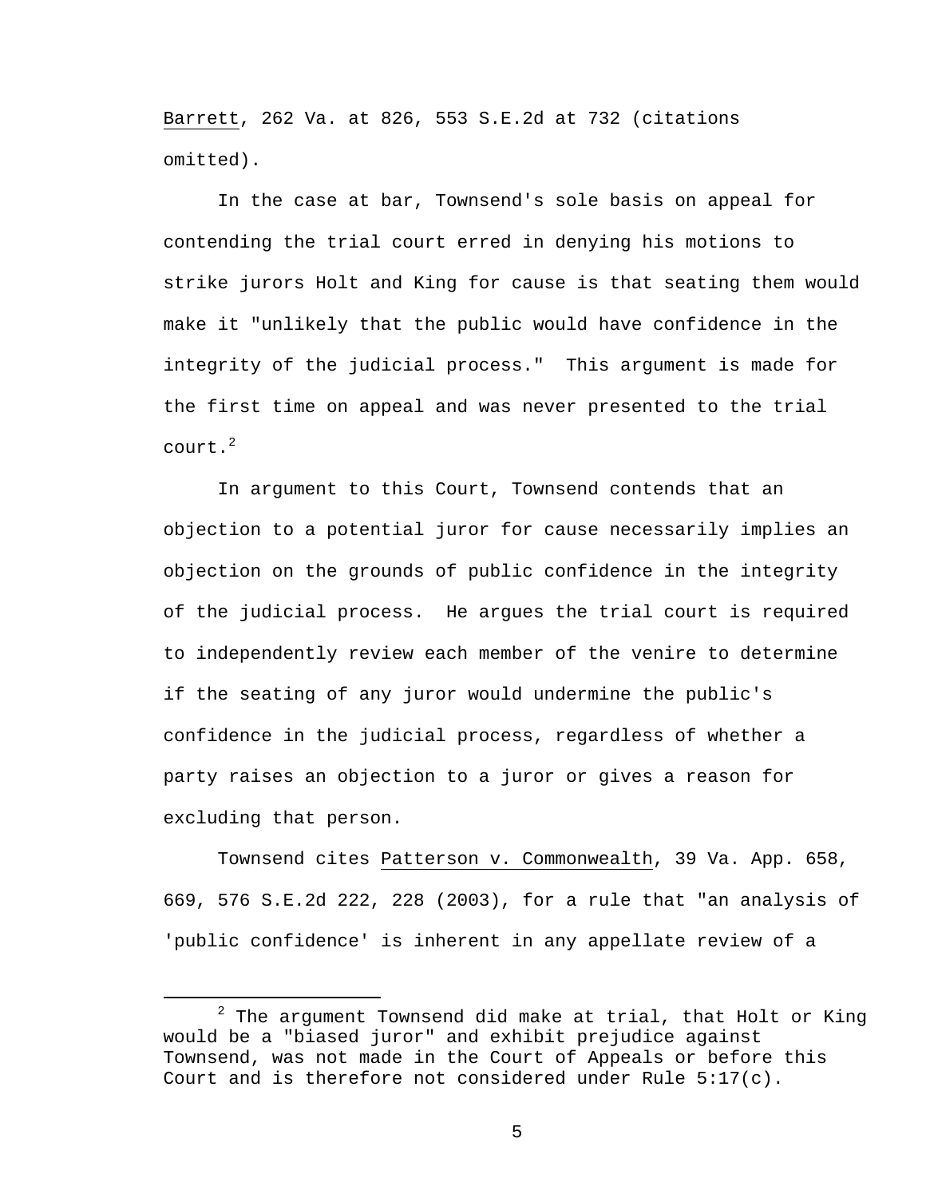Barrett, 262 Va. at 826, 553 S.E.2d at 732 (citations omitted).

In the case at bar, Townsend's sole basis on appeal for contending the trial court erred in denying his motions to strike jurors Holt and King for cause is that seating them would make it "unlikely that the public would have confidence in the integrity of the judicial process." This argument is made for the first time on appeal and was never presented to the trial court.[2]

In argument to this Court, Townsend contends that an objection to a potential juror for cause necessarily implies an objection on the grounds of public confidence in the integrity of the judicial process. He argues the trial court is required to independently review each member of the venire to determine if the seating of any juror would undermine the public's confidence in the judicial process, regardless of whether a party raises an objection to a juror or gives a reason for excluding that person.

Townsend cites Patterson v. Commonwealth, 39 Va. App. 658, 669, 576 S.E.2d 222, 228 (2003), for a rule that "an analysis of 'public confidence' is inherent in any appellate review of a

---

[2] The argument Townsend did make at trial, that Holt or King would be a "biased juror" and exhibit prejudice against Townsend, was not made in the Court of Appeals or before this Court and is therefore not considered under Rule 5:17(c).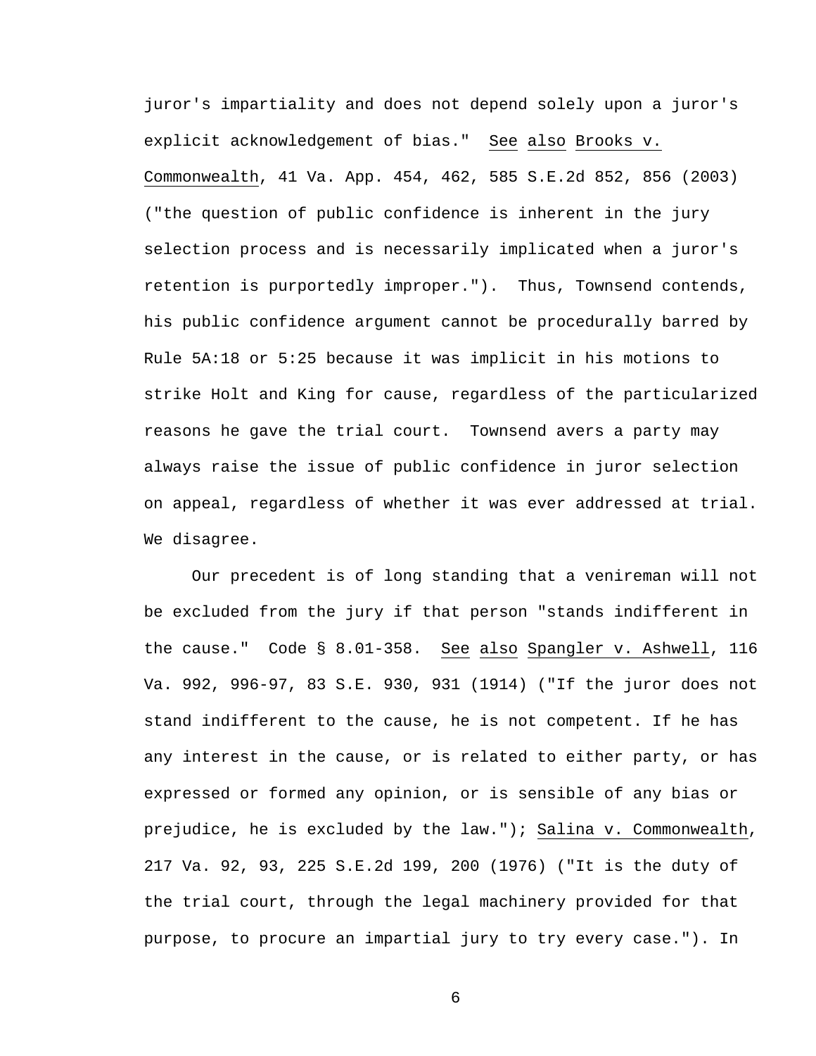juror's impartiality and does not depend solely upon a juror's explicit acknowledgement of bias." See also Brooks v. Commonwealth, 41 Va. App. 454, 462, 585 S.E.2d 852, 856 (2003) ("the question of public confidence is inherent in the jury selection process and is necessarily implicated when a juror's retention is purportedly improper."). Thus, Townsend contends, his public confidence argument cannot be procedurally barred by Rule 5A:18 or 5:25 because it was implicit in his motions to strike Holt and King for cause, regardless of the particularized reasons he gave the trial court. Townsend avers a party may always raise the issue of public confidence in juror selection on appeal, regardless of whether it was ever addressed at trial. We disagree.

Our precedent is of long standing that a venireman will not be excluded from the jury if that person "stands indifferent in the cause." Code § 8.01-358. See also Spangler v. Ashwell, 116 Va. 992, 996-97, 83 S.E. 930, 931 (1914) ("If the juror does not stand indifferent to the cause, he is not competent. If he has any interest in the cause, or is related to either party, or has expressed or formed any opinion, or is sensible of any bias or prejudice, he is excluded by the law."); Salina v. Commonwealth, 217 Va. 92, 93, 225 S.E.2d 199, 200 (1976) ("It is the duty of the trial court, through the legal machinery provided for that purpose, to procure an impartial jury to try every case."). In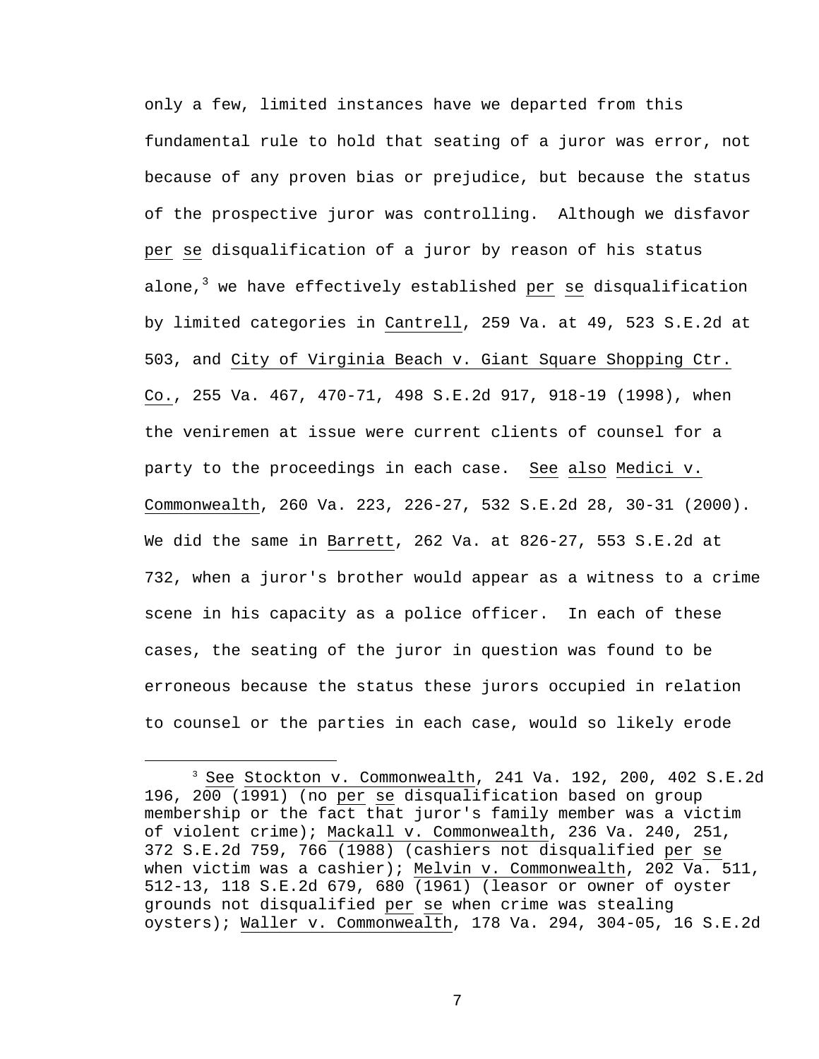only a few, limited instances have we departed from this fundamental rule to hold that seating of a juror was error, not because of any proven bias or prejudice, but because the status of the prospective juror was controlling. Although we disfavor *per se* disqualification of a juror by reason of his status alone,[3] we have effectively established *per se* disqualification by limited categories in *Cantrell*, 259 Va. at 49, 523 S.E.2d at 503, and *City of Virginia Beach v. Giant Square Shopping Ctr. Co.*, 255 Va. 467, 470-71, 498 S.E.2d 917, 918-19 (1998), when the veniremen at issue were current clients of counsel for a party to the proceedings in each case. *See also Medici v. Commonwealth*, 260 Va. 223, 226-27, 532 S.E.2d 28, 30-31 (2000). We did the same in *Barrett*, 262 Va. at 826-27, 553 S.E.2d at 732, when a juror's brother would appear as a witness to a crime scene in his capacity as a police officer. In each of these cases, the seating of the juror in question was found to be erroneous because the status these jurors occupied in relation to counsel or the parties in each case, would so likely erode

---

[3] *See Stockton v. Commonwealth*, 241 Va. 192, 200, 402 S.E.2d 196, 200 (1991) (no *per se* disqualification based on group membership or the fact that juror's family member was a victim of violent crime); *Mackall v. Commonwealth*, 236 Va. 240, 251, 372 S.E.2d 759, 766 (1988) (cashiers not disqualified *per se* when victim was a cashier); *Melvin v. Commonwealth*, 202 Va. 511, 512-13, 118 S.E.2d 679, 680 (1961) (leasor or owner of oyster grounds not disqualified *per se* when crime was stealing oysters); *Waller v. Commonwealth*, 178 Va. 294, 304-05, 16 S.E.2d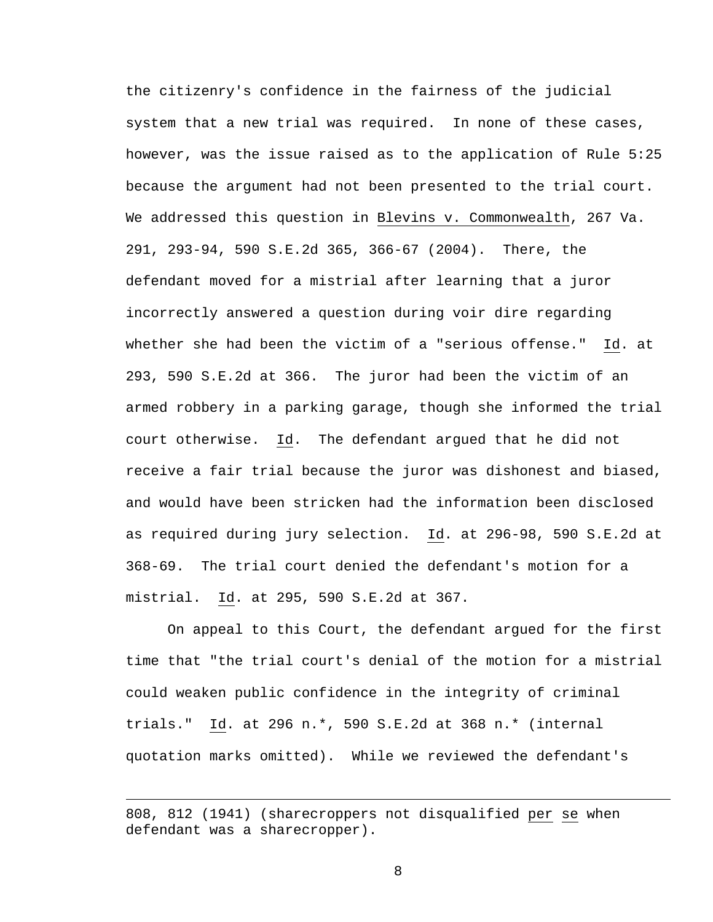the citizenry's confidence in the fairness of the judicial system that a new trial was required. In none of these cases, however, was the issue raised as to the application of Rule 5:25 because the argument had not been presented to the trial court. We addressed this question in Blevins v. Commonwealth, 267 Va. 291, 293-94, 590 S.E.2d 365, 366-67 (2004). There, the defendant moved for a mistrial after learning that a juror incorrectly answered a question during voir dire regarding whether she had been the victim of a "serious offense." Id. at 293, 590 S.E.2d at 366. The juror had been the victim of an armed robbery in a parking garage, though she informed the trial court otherwise. Id. The defendant argued that he did not receive a fair trial because the juror was dishonest and biased, and would have been stricken had the information been disclosed as required during jury selection. Id. at 296-98, 590 S.E.2d at 368-69. The trial court denied the defendant's motion for a mistrial. Id. at 295, 590 S.E.2d at 367.

On appeal to this Court, the defendant argued for the first time that "the trial court's denial of the motion for a mistrial could weaken public confidence in the integrity of criminal trials." Id. at 296 n.*, 590 S.E.2d at 368 n.* (internal quotation marks omitted). While we reviewed the defendant's

---

808, 812 (1941) (sharecroppers not disqualified per se when defendant was a sharecropper).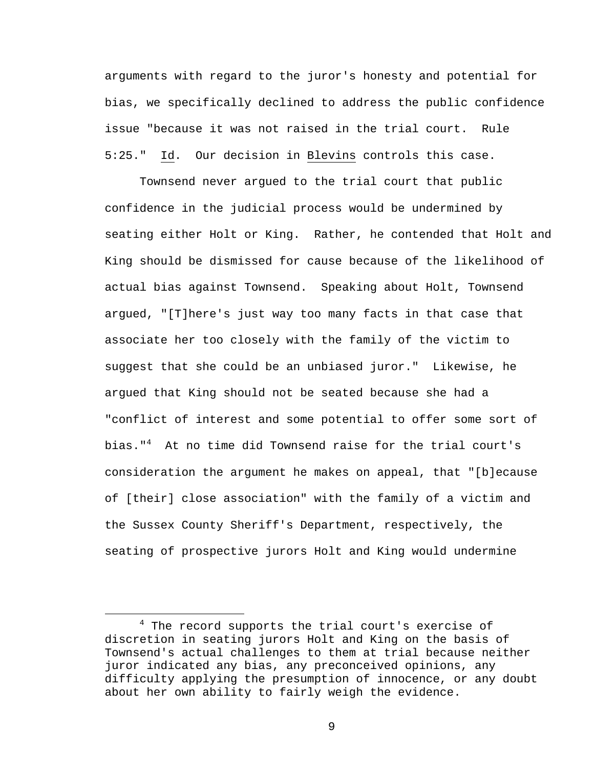arguments with regard to the juror's honesty and potential for bias, we specifically declined to address the public confidence issue "because it was not raised in the trial court. Rule 5:25." Id. Our decision in Blevins controls this case.

Townsend never argued to the trial court that public confidence in the judicial process would be undermined by seating either Holt or King. Rather, he contended that Holt and King should be dismissed for cause because of the likelihood of actual bias against Townsend. Speaking about Holt, Townsend argued, "[T]here's just way too many facts in that case that associate her too closely with the family of the victim to suggest that she could be an unbiased juror." Likewise, he argued that King should not be seated because she had a "conflict of interest and some potential to offer some sort of bias."[4] At no time did Townsend raise for the trial court's consideration the argument he makes on appeal, that "[b]ecause of [their] close association" with the family of a victim and the Sussex County Sheriff's Department, respectively, the seating of prospective jurors Holt and King would undermine

[4] The record supports the trial court's exercise of discretion in seating jurors Holt and King on the basis of Townsend's actual challenges to them at trial because neither juror indicated any bias, any preconceived opinions, any difficulty applying the presumption of innocence, or any doubt about her own ability to fairly weigh the evidence.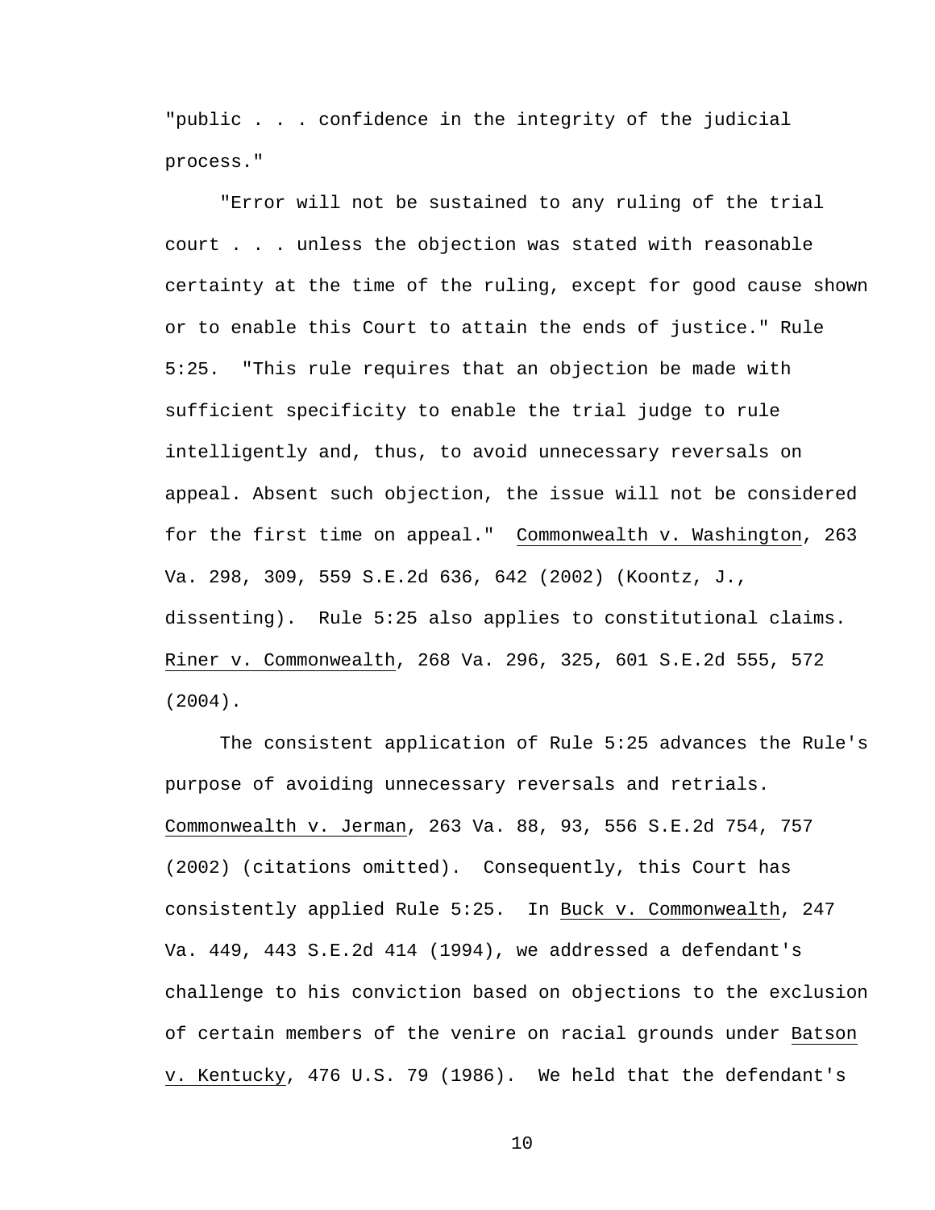"public . . . confidence in the integrity of the judicial process."

"Error will not be sustained to any ruling of the trial court . . . unless the objection was stated with reasonable certainty at the time of the ruling, except for good cause shown or to enable this Court to attain the ends of justice." Rule 5:25. "This rule requires that an objection be made with sufficient specificity to enable the trial judge to rule intelligently and, thus, to avoid unnecessary reversals on appeal. Absent such objection, the issue will not be considered for the first time on appeal." Commonwealth v. Washington, 263 Va. 298, 309, 559 S.E.2d 636, 642 (2002) (Koontz, J., dissenting). Rule 5:25 also applies to constitutional claims. Riner v. Commonwealth, 268 Va. 296, 325, 601 S.E.2d 555, 572 (2004).

The consistent application of Rule 5:25 advances the Rule's purpose of avoiding unnecessary reversals and retrials. Commonwealth v. Jerman, 263 Va. 88, 93, 556 S.E.2d 754, 757 (2002) (citations omitted). Consequently, this Court has consistently applied Rule 5:25. In Buck v. Commonwealth, 247 Va. 449, 443 S.E.2d 414 (1994), we addressed a defendant's challenge to his conviction based on objections to the exclusion of certain members of the venire on racial grounds under Batson v. Kentucky, 476 U.S. 79 (1986). We held that the defendant's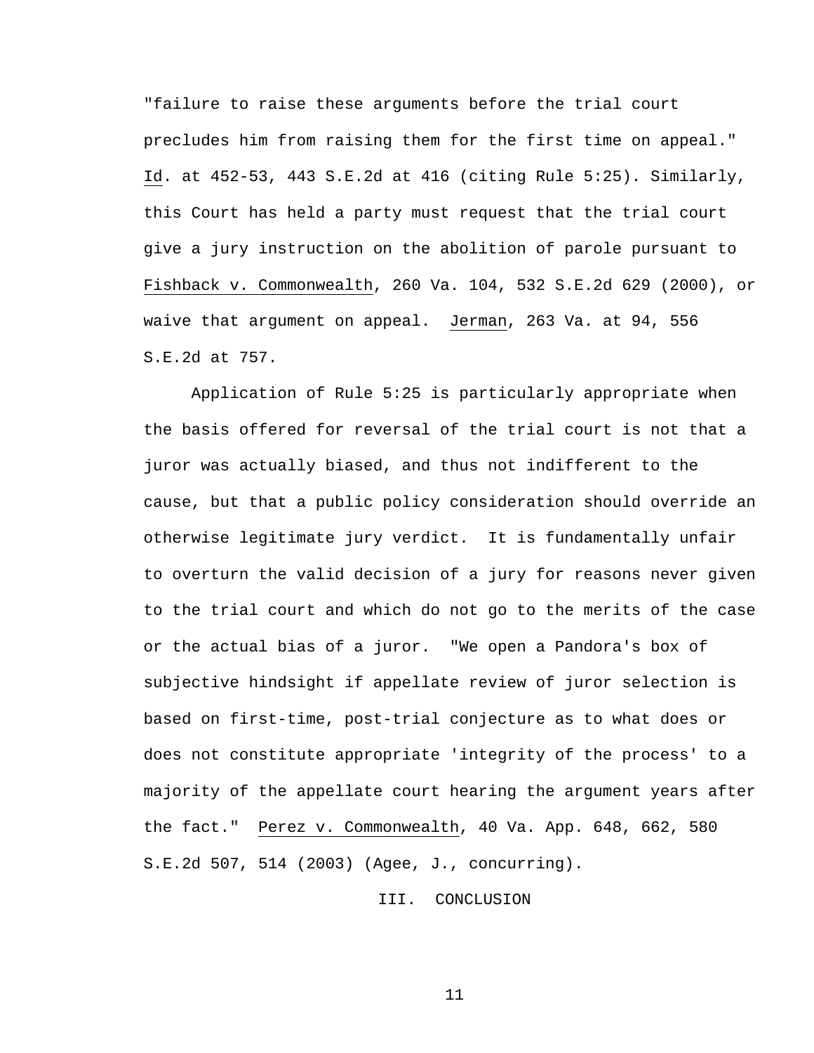"failure to raise these arguments before the trial court precludes him from raising them for the first time on appeal." Id. at 452-53, 443 S.E.2d at 416 (citing Rule 5:25). Similarly, this Court has held a party must request that the trial court give a jury instruction on the abolition of parole pursuant to Fishback v. Commonwealth, 260 Va. 104, 532 S.E.2d 629 (2000), or waive that argument on appeal. Jerman, 263 Va. at 94, 556 S.E.2d at 757.

Application of Rule 5:25 is particularly appropriate when the basis offered for reversal of the trial court is not that a juror was actually biased, and thus not indifferent to the cause, but that a public policy consideration should override an otherwise legitimate jury verdict. It is fundamentally unfair to overturn the valid decision of a jury for reasons never given to the trial court and which do not go to the merits of the case or the actual bias of a juror. "We open a Pandora's box of subjective hindsight if appellate review of juror selection is based on first-time, post-trial conjecture as to what does or does not constitute appropriate 'integrity of the process' to a majority of the appellate court hearing the argument years after the fact." Perez v. Commonwealth, 40 Va. App. 648, 662, 580 S.E.2d 507, 514 (2003) (Agee, J., concurring).

## III. CONCLUSION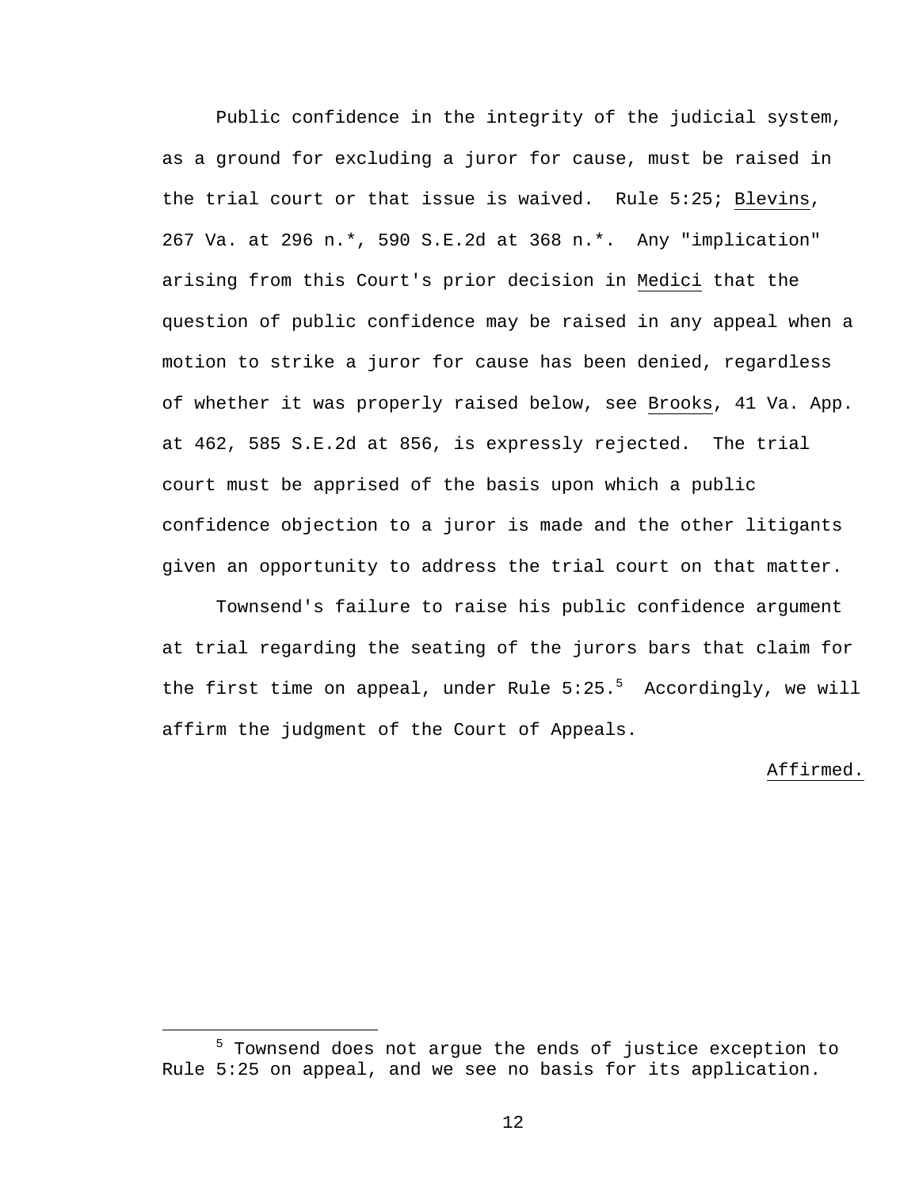Public confidence in the integrity of the judicial system, as a ground for excluding a juror for cause, must be raised in the trial court or that issue is waived. Rule 5:25; Blevins, 267 Va. at 296 n.*, 590 S.E.2d at 368 n.*. Any "implication" arising from this Court's prior decision in Medici that the question of public confidence may be raised in any appeal when a motion to strike a juror for cause has been denied, regardless of whether it was properly raised below, see Brooks, 41 Va. App. at 462, 585 S.E.2d at 856, is expressly rejected. The trial court must be apprised of the basis upon which a public confidence objection to a juror is made and the other litigants given an opportunity to address the trial court on that matter.

Townsend's failure to raise his public confidence argument at trial regarding the seating of the jurors bars that claim for the first time on appeal, under Rule 5:25.[5] Accordingly, we will affirm the judgment of the Court of Appeals.

Affirmed.

---

[5] Townsend does not argue the ends of justice exception to Rule 5:25 on appeal, and we see no basis for its application.